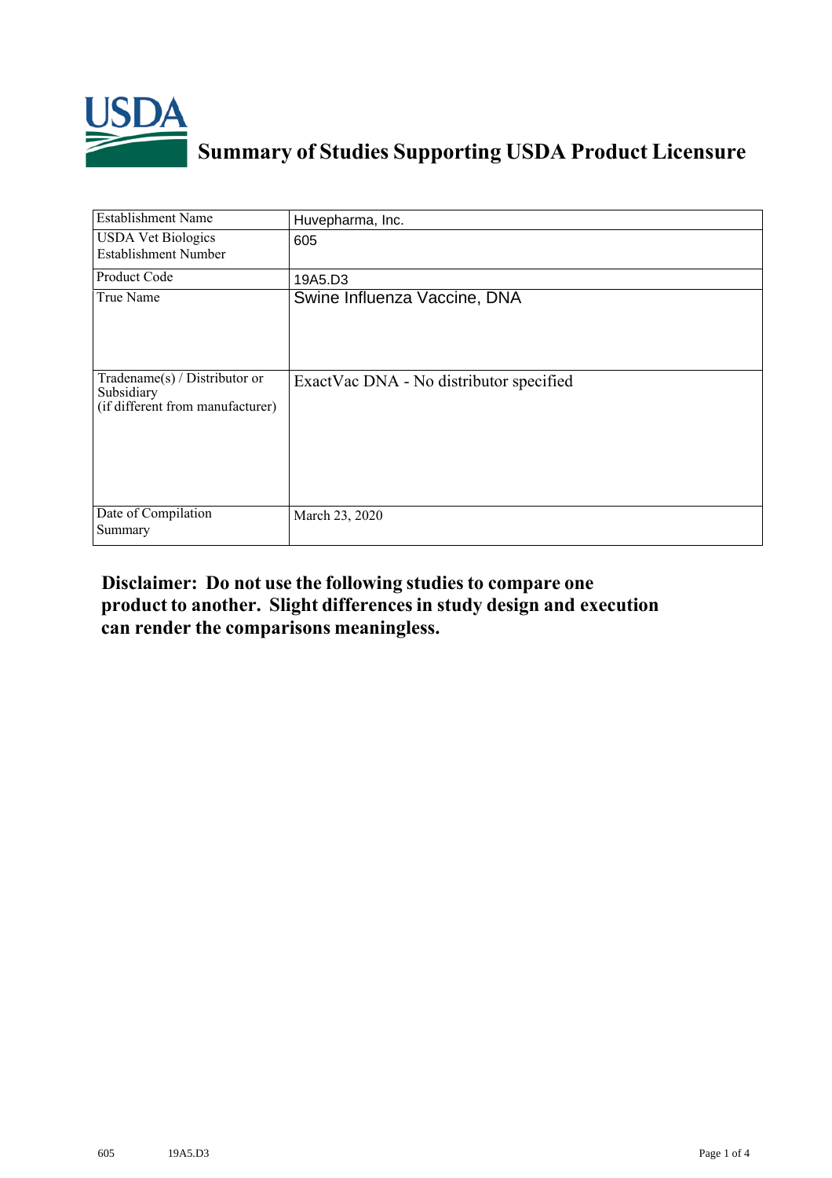# Summary of Studies Supporting USDA Product Licensure

| Establishment Name | Huvepharma, Inc. |
|---|---|
| USDA Vet Biologics Establishment Number | 605 |
| Product Code | 19A5.D3 |
| True Name | Swine Influenza Vaccine, DNA |
| Tradename(s) / Distributor or Subsidiary (if different from manufacturer) | ExactVac DNA - No distributor specified |
| Date of Compilation Summary | March 23, 2020 |

**Disclaimer: Do not use the following studies to compare one product to another. Slight differences in study design and execution can render the comparisons meaningless.**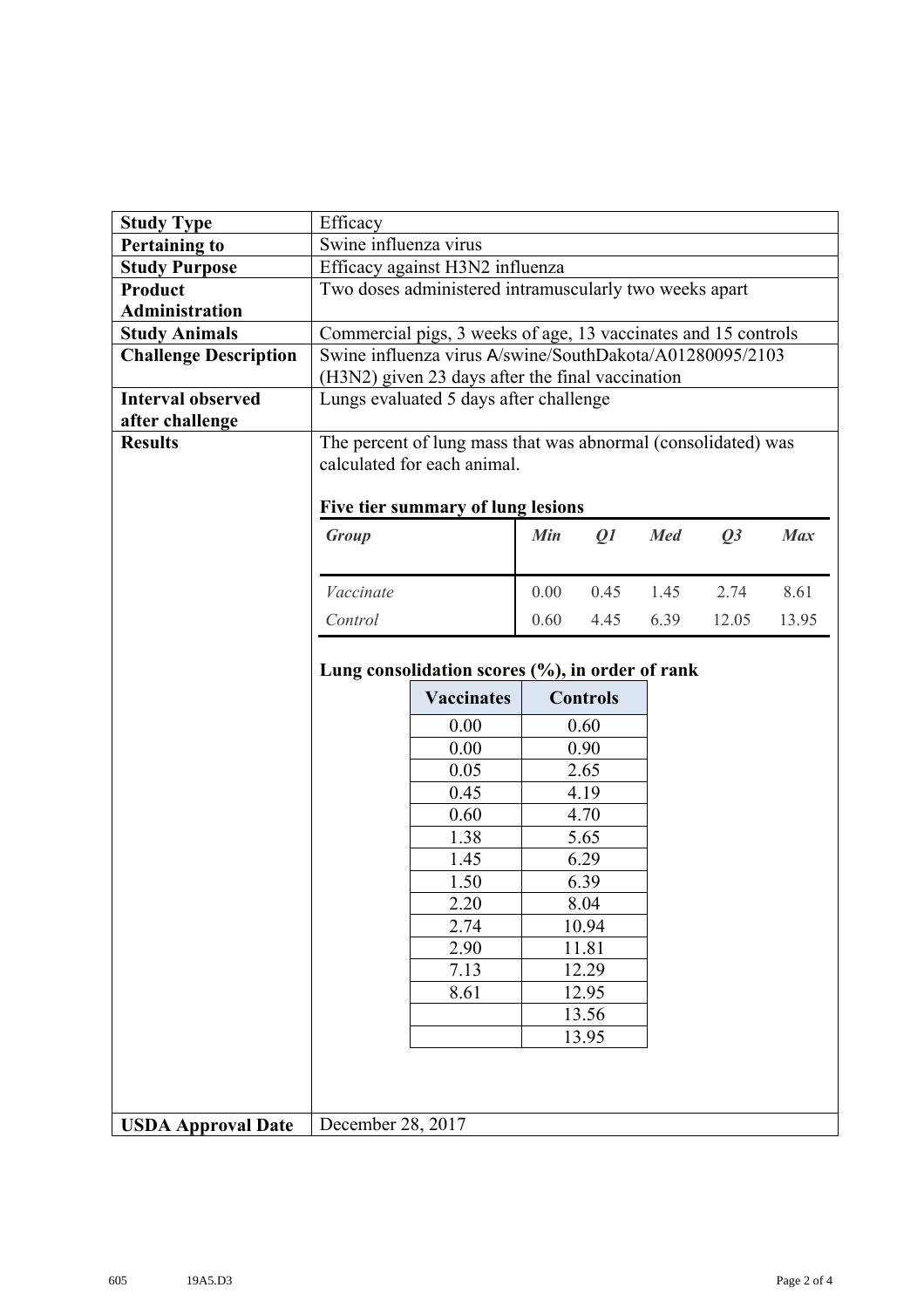| **Study Type** | Efficacy |
|---|---|
| **Pertaining to** | Swine influenza virus |
| **Study Purpose** | Efficacy against H3N2 influenza |
| **Product Administration** | Two doses administered intramuscularly two weeks apart |
| **Study Animals** | Commercial pigs, 3 weeks of age, 13 vaccinates and 15 controls |
| **Challenge Description** | Swine influenza virus A/swine/SouthDakota/A01280095/2103 (H3N2) given 23 days after the final vaccination |
| **Interval observed after challenge** | Lungs evaluated 5 days after challenge |
| **Results** | The percent of lung mass that was abnormal (consolidated) was calculated for each animal. |
| **USDA Approval Date** | December 28, 2017 |

**Five tier summary of lung lesions**

| *Group* | *Min* | *Q1* | *Med* | *Q3* | *Max* |
|---|---|---|---|---|---|
| *Vaccinate* | 0.00 | 0.45 | 1.45 | 2.74 | 8.61 |
| *Control* | 0.60 | 4.45 | 6.39 | 12.05 | 13.95 |

**Lung consolidation scores (%), in order of rank**

| Vaccinates | Controls |
|---|---|
| 0.00 | 0.60 |
| 0.00 | 0.90 |
| 0.05 | 2.65 |
| 0.45 | 4.19 |
| 0.60 | 4.70 |
| 1.38 | 5.65 |
| 1.45 | 6.29 |
| 1.50 | 6.39 |
| 2.20 | 8.04 |
| 2.74 | 10.94 |
| 2.90 | 11.81 |
| 7.13 | 12.29 |
| 8.61 | 12.95 |
| | 13.56 |
| | 13.95 |

605 19A5.D3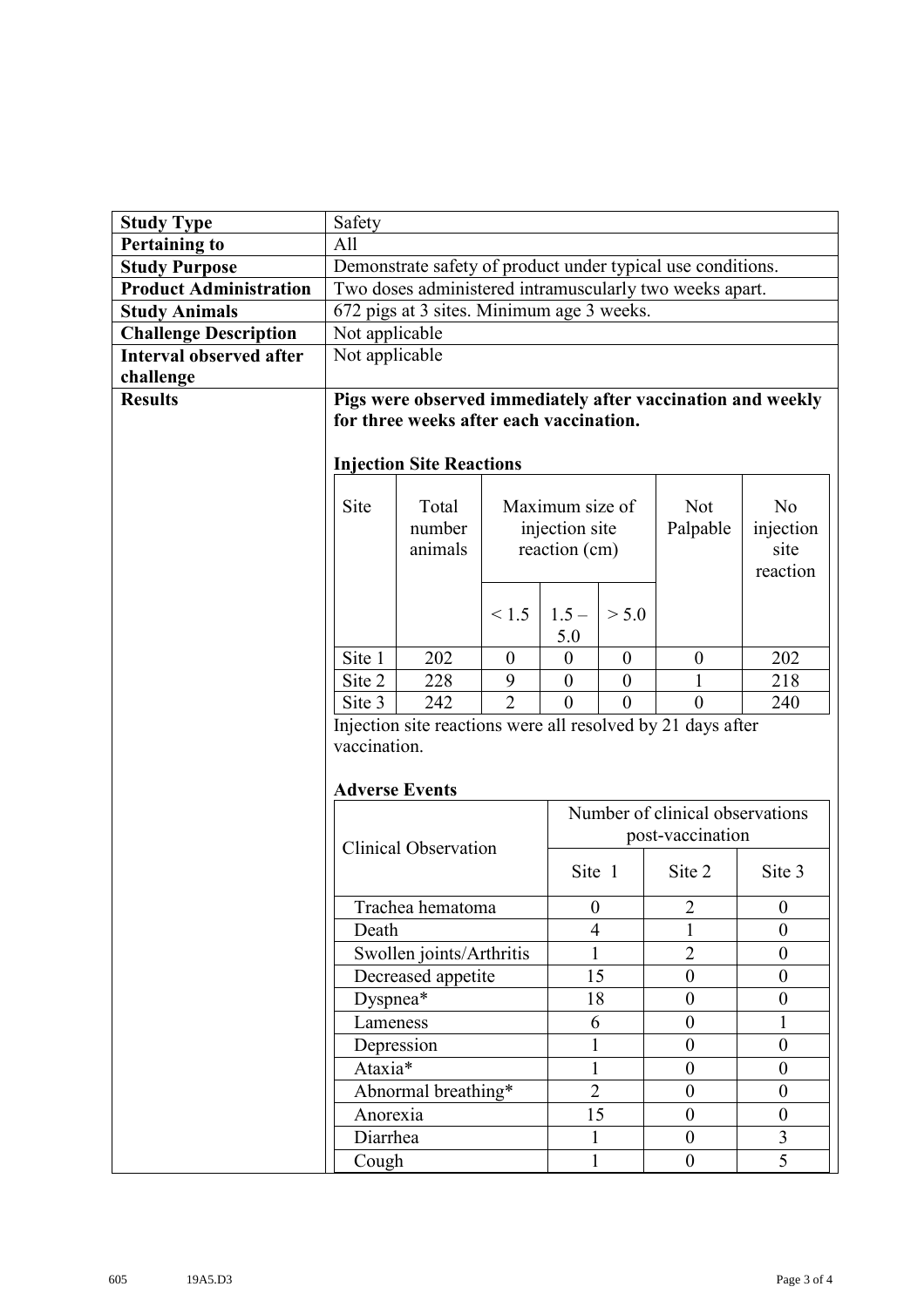| Study Type | Safety |
|---|---|
| **Pertaining to** | All |
| **Study Purpose** | Demonstrate safety of product under typical use conditions. |
| **Product Administration** | Two doses administered intramuscularly two weeks apart. |
| **Study Animals** | 672 pigs at 3 sites. Minimum age 3 weeks. |
| **Challenge Description** | Not applicable |
| **Interval observed after challenge** | Not applicable |
| **Results** | **Pigs were observed immediately after vaccination and weekly for three weeks after each vaccination.** |

**Injection Site Reactions**

| Site | Total number animals | Maximum size of injection site reaction (cm) | | | Not Palpable | No injection site reaction |
|---|---|---|---|---|---|---|
| | | < 1.5 | 1.5 – 5.0 | > 5.0 | | |
| Site 1 | 202 | 0 | 0 | 0 | 0 | 202 |
| Site 2 | 228 | 9 | 0 | 0 | 1 | 218 |
| Site 3 | 242 | 2 | 0 | 0 | 0 | 240 |

Injection site reactions were all resolved by 21 days after vaccination.

**Adverse Events**

| Clinical Observation | Number of clinical observations post-vaccination | | |
|---|---|---|---|
| | Site 1 | Site 2 | Site 3 |
| Trachea hematoma | 0 | 2 | 0 |
| Death | 4 | 1 | 0 |
| Swollen joints/Arthritis | 1 | 2 | 0 |
| Decreased appetite | 15 | 0 | 0 |
| Dyspnea* | 18 | 0 | 0 |
| Lameness | 6 | 0 | 1 |
| Depression | 1 | 0 | 0 |
| Ataxia* | 1 | 0 | 0 |
| Abnormal breathing* | 2 | 0 | 0 |
| Anorexia | 15 | 0 | 0 |
| Diarrhea | 1 | 0 | 3 |
| Cough | 1 | 0 | 5 |

605 19A5.D3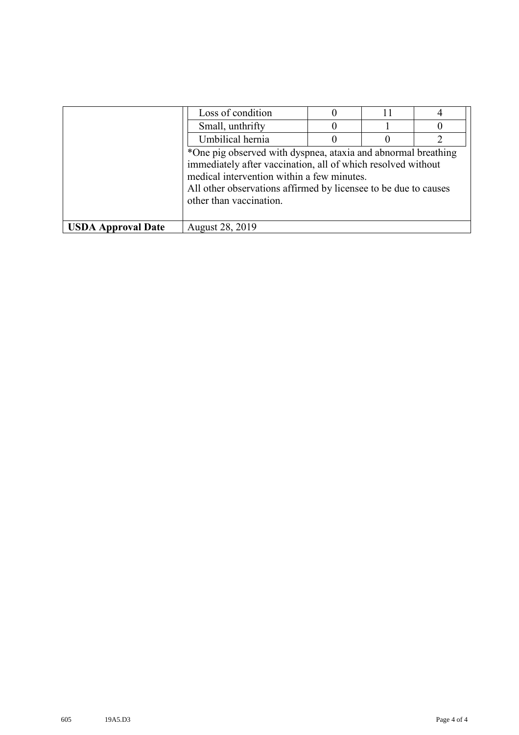| | | | | |
|---|---|---|---|---|
| | Loss of condition | 0 | 11 | 4 |
| | Small, unthrifty | 0 | 1 | 0 |
| | Umbilical hernia | 0 | 0 | 2 |
| | *One pig observed with dyspnea, ataxia and abnormal breathing immediately after vaccination, all of which resolved without medical intervention within a few minutes.<br>All other observations affirmed by licensee to be due to causes other than vaccination. | | | |
| **USDA Approval Date** | August 28, 2019 | | | |

605 19A5.D3